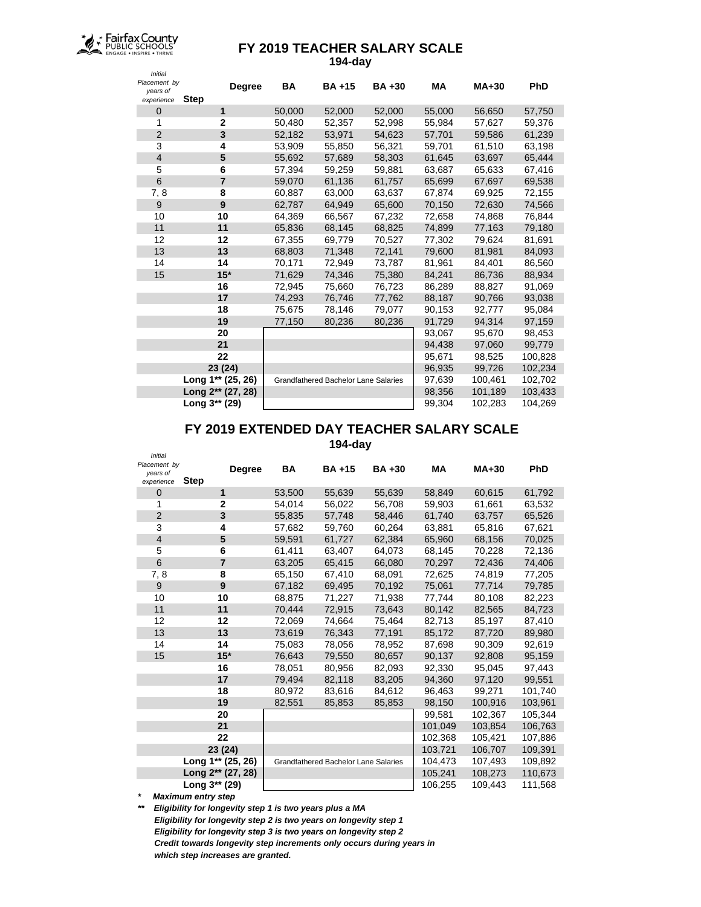Fairfax County PUBLIC SCHOOLS
ENGAGE • INSPIRE • THRIVE

# FY 2019 TEACHER SALARY SCALE

**194-day**

| *Initial Placement by years of experience* | **Step** / **Degree** | **BA** | **BA +15** | **BA +30** | **MA** | **MA+30** | **PhD** |
|---|---|---|---|---|---|---|---|
| 0 | **1** | 50,000 | 52,000 | 52,000 | 55,000 | 56,650 | 57,750 |
| 1 | **2** | 50,480 | 52,357 | 52,998 | 55,984 | 57,627 | 59,376 |
| 2 | **3** | 52,182 | 53,971 | 54,623 | 57,701 | 59,586 | 61,239 |
| 3 | **4** | 53,909 | 55,850 | 56,321 | 59,701 | 61,510 | 63,198 |
| 4 | **5** | 55,692 | 57,689 | 58,303 | 61,645 | 63,697 | 65,444 |
| 5 | **6** | 57,394 | 59,259 | 59,881 | 63,687 | 65,633 | 67,416 |
| 6 | **7** | 59,070 | 61,136 | 61,757 | 65,699 | 67,697 | 69,538 |
| 7, 8 | **8** | 60,887 | 63,000 | 63,637 | 67,874 | 69,925 | 72,155 |
| 9 | **9** | 62,787 | 64,949 | 65,600 | 70,150 | 72,630 | 74,566 |
| 10 | **10** | 64,369 | 66,567 | 67,232 | 72,658 | 74,868 | 76,844 |
| 11 | **11** | 65,836 | 68,145 | 68,825 | 74,899 | 77,163 | 79,180 |
| 12 | **12** | 67,355 | 69,779 | 70,527 | 77,302 | 79,624 | 81,691 |
| 13 | **13** | 68,803 | 71,348 | 72,141 | 79,600 | 81,981 | 84,093 |
| 14 | **14** | 70,171 | 72,949 | 73,787 | 81,961 | 84,401 | 86,560 |
| 15 | **15*** | 71,629 | 74,346 | 75,380 | 84,241 | 86,736 | 88,934 |
| | **16** | 72,945 | 75,660 | 76,723 | 86,289 | 88,827 | 91,069 |
| | **17** | 74,293 | 76,746 | 77,762 | 88,187 | 90,766 | 93,038 |
| | **18** | 75,675 | 78,146 | 79,077 | 90,153 | 92,777 | 95,084 |
| | **19** | 77,150 | 80,236 | 80,236 | 91,729 | 94,314 | 97,159 |
| | **20** | | | | 93,067 | 95,670 | 98,453 |
| | **21** | | | | 94,438 | 97,060 | 99,779 |
| | **22** | | | | 95,671 | 98,525 | 100,828 |
| | **23 (24)** | | | | 96,935 | 99,726 | 102,234 |
| | **Long 1** (25, 26)** | | Grandfathered Bachelor Lane Salaries | | 97,639 | 100,461 | 102,702 |
| | **Long 2** (27, 28)** | | | | 98,356 | 101,189 | 103,433 |
| | **Long 3** (29)** | | | | 99,304 | 102,283 | 104,269 |

# FY 2019 EXTENDED DAY TEACHER SALARY SCALE

**194-day**

| *Initial Placement by years of experience* | **Step** / **Degree** | **BA** | **BA +15** | **BA +30** | **MA** | **MA+30** | **PhD** |
|---|---|---|---|---|---|---|---|
| 0 | **1** | 53,500 | 55,639 | 55,639 | 58,849 | 60,615 | 61,792 |
| 1 | **2** | 54,014 | 56,022 | 56,708 | 59,903 | 61,661 | 63,532 |
| 2 | **3** | 55,835 | 57,748 | 58,446 | 61,740 | 63,757 | 65,526 |
| 3 | **4** | 57,682 | 59,760 | 60,264 | 63,881 | 65,816 | 67,621 |
| 4 | **5** | 59,591 | 61,727 | 62,384 | 65,960 | 68,156 | 70,025 |
| 5 | **6** | 61,411 | 63,407 | 64,073 | 68,145 | 70,228 | 72,136 |
| 6 | **7** | 63,205 | 65,415 | 66,080 | 70,297 | 72,436 | 74,406 |
| 7, 8 | **8** | 65,150 | 67,410 | 68,091 | 72,625 | 74,819 | 77,205 |
| 9 | **9** | 67,182 | 69,495 | 70,192 | 75,061 | 77,714 | 79,785 |
| 10 | **10** | 68,875 | 71,227 | 71,938 | 77,744 | 80,108 | 82,223 |
| 11 | **11** | 70,444 | 72,915 | 73,643 | 80,142 | 82,565 | 84,723 |
| 12 | **12** | 72,069 | 74,664 | 75,464 | 82,713 | 85,197 | 87,410 |
| 13 | **13** | 73,619 | 76,343 | 77,191 | 85,172 | 87,720 | 89,980 |
| 14 | **14** | 75,083 | 78,056 | 78,952 | 87,698 | 90,309 | 92,619 |
| 15 | **15*** | 76,643 | 79,550 | 80,657 | 90,137 | 92,808 | 95,159 |
| | **16** | 78,051 | 80,956 | 82,093 | 92,330 | 95,045 | 97,443 |
| | **17** | 79,494 | 82,118 | 83,205 | 94,360 | 97,120 | 99,551 |
| | **18** | 80,972 | 83,616 | 84,612 | 96,463 | 99,271 | 101,740 |
| | **19** | 82,551 | 85,853 | 85,853 | 98,150 | 100,916 | 103,961 |
| | **20** | | | | 99,581 | 102,367 | 105,344 |
| | **21** | | | | 101,049 | 103,854 | 106,763 |
| | **22** | | | | 102,368 | 105,421 | 107,886 |
| | **23 (24)** | | | | 103,721 | 106,707 | 109,391 |
| | **Long 1** (25, 26)** | | Grandfathered Bachelor Lane Salaries | | 104,473 | 107,493 | 109,892 |
| | **Long 2** (27, 28)** | | | | 105,241 | 108,273 | 110,673 |
| | **Long 3** (29)** | | | | 106,255 | 109,443 | 111,568 |

*\* Maximum entry step*

*\*\* Eligibility for longevity step 1 is two years plus a MA*
*Eligibility for longevity step 2 is two years on longevity step 1*
*Eligibility for longevity step 3 is two years on longevity step 2*
*Credit towards longevity step increments only occurs during years in which step increases are granted.*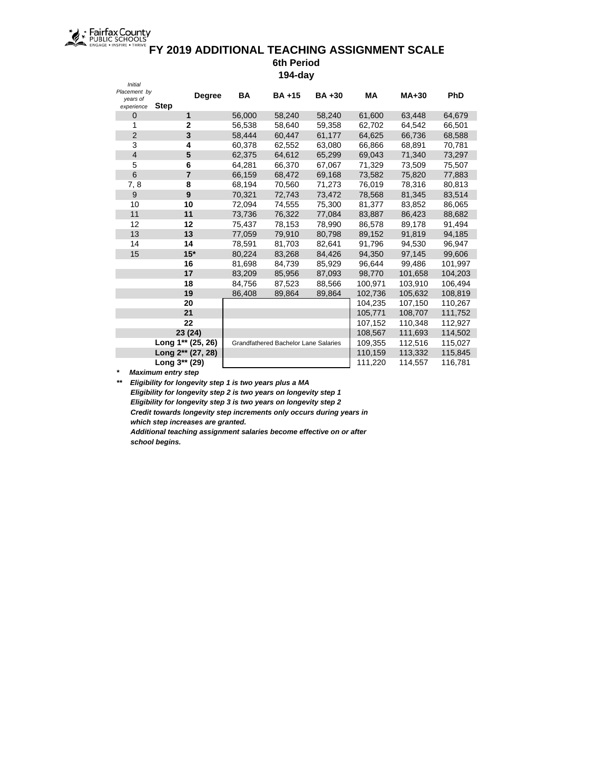Fairfax County PUBLIC SCHOOLS ENGAGE • INSPIRE • THRIVE

# FY 2019 ADDITIONAL TEACHING ASSIGNMENT SCALE

## 6th Period

## 194-day

| *Initial Placement by years of experience* | Step / Degree | BA | BA +15 | BA +30 | MA | MA+30 | PhD |
|---|---|---|---|---|---|---|---|
| 0 | **1** | 56,000 | 58,240 | 58,240 | 61,600 | 63,448 | 64,679 |
| 1 | **2** | 56,538 | 58,640 | 59,358 | 62,702 | 64,542 | 66,501 |
| 2 | **3** | 58,444 | 60,447 | 61,177 | 64,625 | 66,736 | 68,588 |
| 3 | **4** | 60,378 | 62,552 | 63,080 | 66,866 | 68,891 | 70,781 |
| 4 | **5** | 62,375 | 64,612 | 65,299 | 69,043 | 71,340 | 73,297 |
| 5 | **6** | 64,281 | 66,370 | 67,067 | 71,329 | 73,509 | 75,507 |
| 6 | **7** | 66,159 | 68,472 | 69,168 | 73,582 | 75,820 | 77,883 |
| 7, 8 | **8** | 68,194 | 70,560 | 71,273 | 76,019 | 78,316 | 80,813 |
| 9 | **9** | 70,321 | 72,743 | 73,472 | 78,568 | 81,345 | 83,514 |
| 10 | **10** | 72,094 | 74,555 | 75,300 | 81,377 | 83,852 | 86,065 |
| 11 | **11** | 73,736 | 76,322 | 77,084 | 83,887 | 86,423 | 88,682 |
| 12 | **12** | 75,437 | 78,153 | 78,990 | 86,578 | 89,178 | 91,494 |
| 13 | **13** | 77,059 | 79,910 | 80,798 | 89,152 | 91,819 | 94,185 |
| 14 | **14** | 78,591 | 81,703 | 82,641 | 91,796 | 94,530 | 96,947 |
| 15 | **15*** | 80,224 | 83,268 | 84,426 | 94,350 | 97,145 | 99,606 |
| | **16** | 81,698 | 84,739 | 85,929 | 96,644 | 99,486 | 101,997 |
| | **17** | 83,209 | 85,956 | 87,093 | 98,770 | 101,658 | 104,203 |
| | **18** | 84,756 | 87,523 | 88,566 | 100,971 | 103,910 | 106,494 |
| | **19** | 86,408 | 89,864 | 89,864 | 102,736 | 105,632 | 108,819 |
| | **20** | | | | 104,235 | 107,150 | 110,267 |
| | **21** | | | | 105,771 | 108,707 | 111,752 |
| | **22** | | | | 107,152 | 110,348 | 112,927 |
| | **23 (24)** | | | | 108,567 | 111,693 | 114,502 |
| | **Long 1** (25, 26)** | Grandfathered Bachelor Lane Salaries | | | 109,355 | 112,516 | 115,027 |
| | **Long 2** (27, 28)** | | | | 110,159 | 113,332 | 115,845 |
| | **Long 3** (29)** | | | | 111,220 | 114,557 | 116,781 |

*\* Maximum entry step*

*\*\* Eligibility for longevity step 1 is two years plus a MA*
*Eligibility for longevity step 2 is two years on longevity step 1*
*Eligibility for longevity step 3 is two years on longevity step 2*
*Credit towards longevity step increments only occurs during years in which step increases are granted.*
*Additional teaching assignment salaries become effective on or after school begins.*